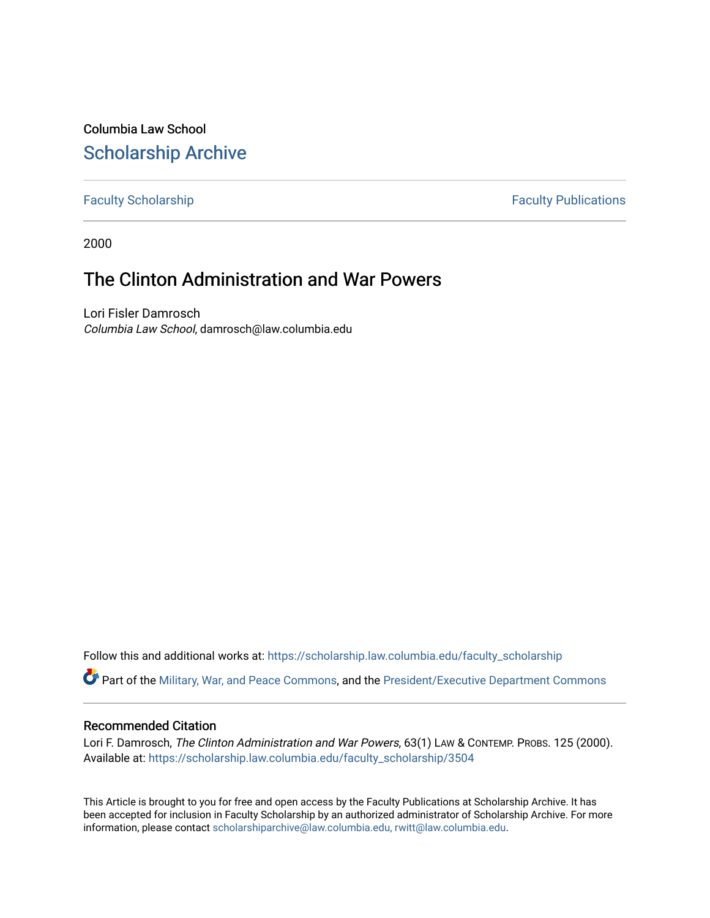Columbia Law School

## Scholarship Archive

Faculty Scholarship | Faculty Publications

2000

# The Clinton Administration and War Powers

Lori Fisler Damrosch
*Columbia Law School*, damrosch@law.columbia.edu

Follow this and additional works at: https://scholarship.law.columbia.edu/faculty_scholarship

Part of the Military, War, and Peace Commons, and the President/Executive Department Commons

### Recommended Citation

Lori F. Damrosch, *The Clinton Administration and War Powers*, 63(1) LAW & CONTEMP. PROBS. 125 (2000).
Available at: https://scholarship.law.columbia.edu/faculty_scholarship/3504

This Article is brought to you for free and open access by the Faculty Publications at Scholarship Archive. It has been accepted for inclusion in Faculty Scholarship by an authorized administrator of Scholarship Archive. For more information, please contact scholarshiparchive@law.columbia.edu, rwitt@law.columbia.edu.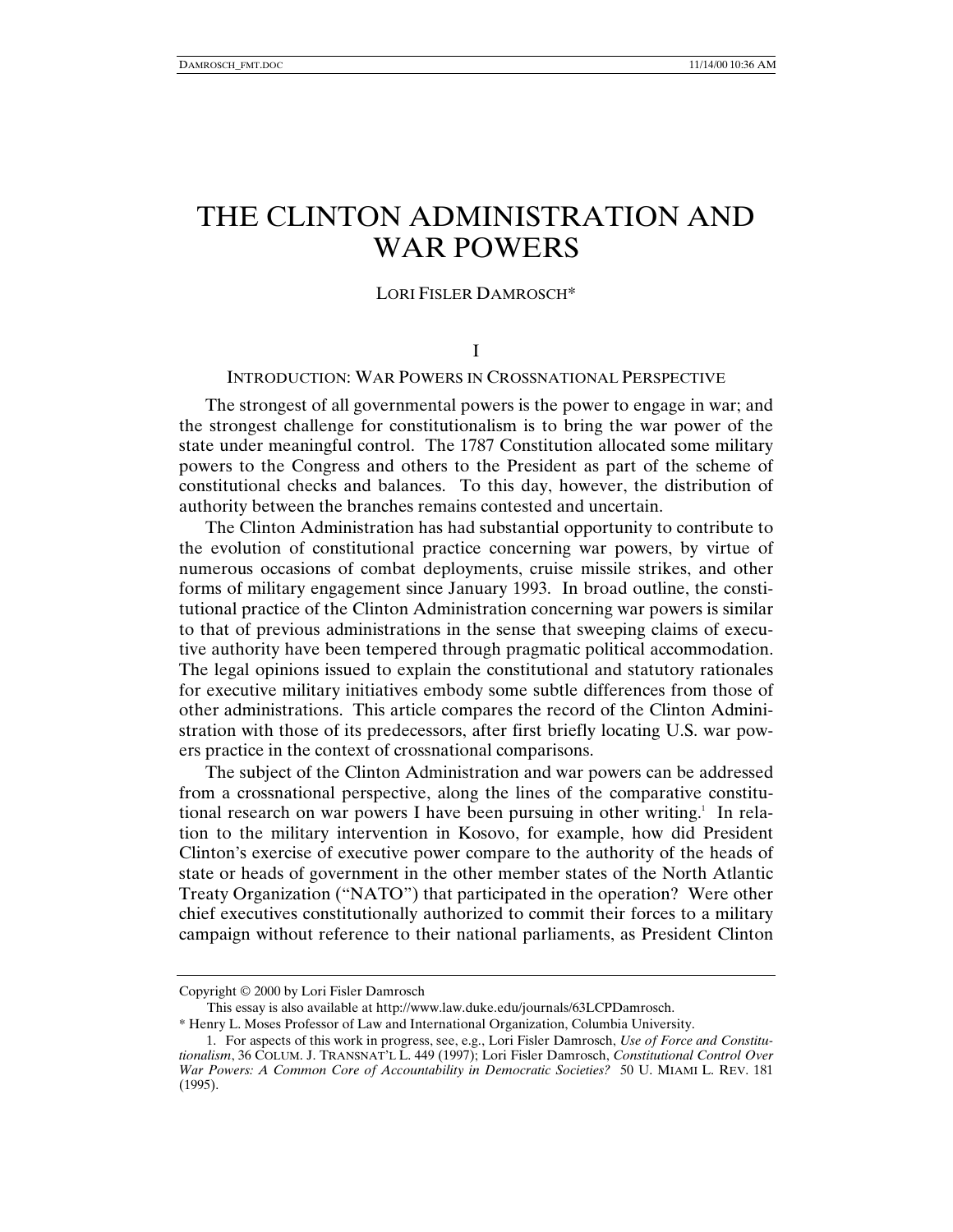# THE CLINTON ADMINISTRATION AND WAR POWERS

LORI FISLER DAMROSCH*

## I

## INTRODUCTION: WAR POWERS IN CROSSNATIONAL PERSPECTIVE

The strongest of all governmental powers is the power to engage in war; and the strongest challenge for constitutionalism is to bring the war power of the state under meaningful control. The 1787 Constitution allocated some military powers to the Congress and others to the President as part of the scheme of constitutional checks and balances. To this day, however, the distribution of authority between the branches remains contested and uncertain.

The Clinton Administration has had substantial opportunity to contribute to the evolution of constitutional practice concerning war powers, by virtue of numerous occasions of combat deployments, cruise missile strikes, and other forms of military engagement since January 1993. In broad outline, the constitutional practice of the Clinton Administration concerning war powers is similar to that of previous administrations in the sense that sweeping claims of executive authority have been tempered through pragmatic political accommodation. The legal opinions issued to explain the constitutional and statutory rationales for executive military initiatives embody some subtle differences from those of other administrations. This article compares the record of the Clinton Administration with those of its predecessors, after first briefly locating U.S. war powers practice in the context of crossnational comparisons.

The subject of the Clinton Administration and war powers can be addressed from a crossnational perspective, along the lines of the comparative constitutional research on war powers I have been pursuing in other writing.[1] In relation to the military intervention in Kosovo, for example, how did President Clinton's exercise of executive power compare to the authority of the heads of state or heads of government in the other member states of the North Atlantic Treaty Organization ("NATO") that participated in the operation? Were other chief executives constitutionally authorized to commit their forces to a military campaign without reference to their national parliaments, as President Clinton

---

Copyright © 2000 by Lori Fisler Damrosch

This essay is also available at http://www.law.duke.edu/journals/63LCPDamrosch.

\* Henry L. Moses Professor of Law and International Organization, Columbia University.

1. For aspects of this work in progress, see, e.g., Lori Fisler Damrosch, *Use of Force and Constitutionalism*, 36 COLUM. J. TRANSNAT'L L. 449 (1997); Lori Fisler Damrosch, *Constitutional Control Over War Powers: A Common Core of Accountability in Democratic Societies?* 50 U. MIAMI L. REV. 181 (1995).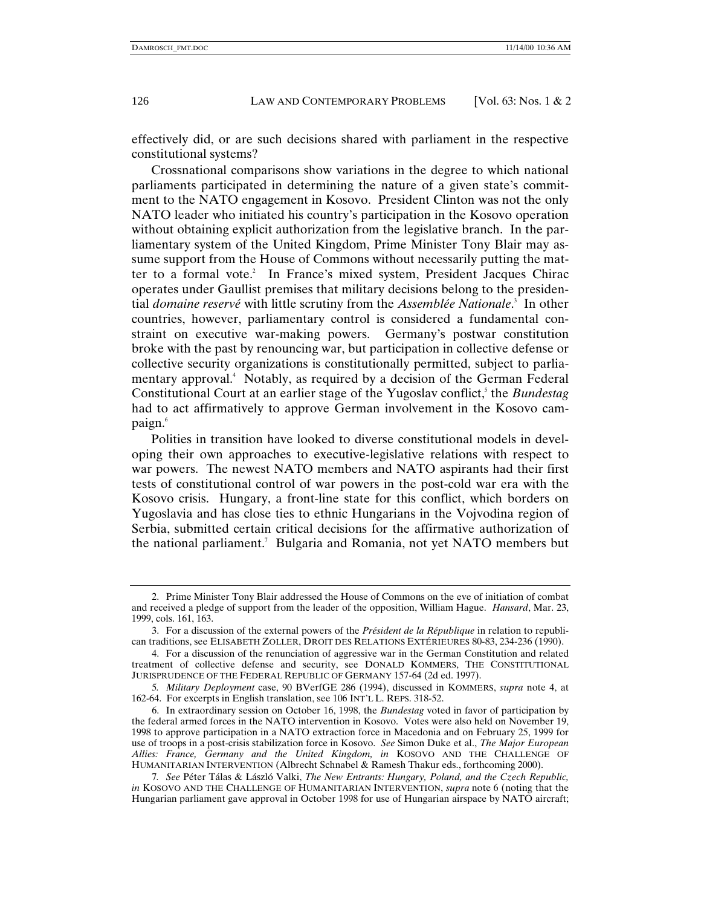effectively did, or are such decisions shared with parliament in the respective constitutional systems?

Crossnational comparisons show variations in the degree to which national parliaments participated in determining the nature of a given state's commitment to the NATO engagement in Kosovo. President Clinton was not the only NATO leader who initiated his country's participation in the Kosovo operation without obtaining explicit authorization from the legislative branch. In the parliamentary system of the United Kingdom, Prime Minister Tony Blair may assume support from the House of Commons without necessarily putting the matter to a formal vote.[2] In France's mixed system, President Jacques Chirac operates under Gaullist premises that military decisions belong to the presidential *domaine reservé* with little scrutiny from the *Assemblée Nationale*.[3] In other countries, however, parliamentary control is considered a fundamental constraint on executive war-making powers. Germany's postwar constitution broke with the past by renouncing war, but participation in collective defense or collective security organizations is constitutionally permitted, subject to parliamentary approval.[4] Notably, as required by a decision of the German Federal Constitutional Court at an earlier stage of the Yugoslav conflict,[5] the *Bundestag* had to act affirmatively to approve German involvement in the Kosovo campaign.[6]

Polities in transition have looked to diverse constitutional models in developing their own approaches to executive-legislative relations with respect to war powers. The newest NATO members and NATO aspirants had their first tests of constitutional control of war powers in the post-cold war era with the Kosovo crisis. Hungary, a front-line state for this conflict, which borders on Yugoslavia and has close ties to ethnic Hungarians in the Vojvodina region of Serbia, submitted certain critical decisions for the affirmative authorization of the national parliament.[7] Bulgaria and Romania, not yet NATO members but

---

2. Prime Minister Tony Blair addressed the House of Commons on the eve of initiation of combat and received a pledge of support from the leader of the opposition, William Hague. *Hansard*, Mar. 23, 1999, cols. 161, 163.

3. For a discussion of the external powers of the *Président de la République* in relation to republican traditions, see ELISABETH ZOLLER, DROIT DES RELATIONS EXTÉRIEURES 80-83, 234-236 (1990).

4. For a discussion of the renunciation of aggressive war in the German Constitution and related treatment of collective defense and security, see DONALD KOMMERS, THE CONSTITUTIONAL JURISPRUDENCE OF THE FEDERAL REPUBLIC OF GERMANY 157-64 (2d ed. 1997).

5. *Military Deployment* case, 90 BVerfGE 286 (1994), discussed in KOMMERS, *supra* note 4, at 162-64. For excerpts in English translation, see 106 INT'L L. REPS. 318-52.

6. In extraordinary session on October 16, 1998, the *Bundestag* voted in favor of participation by the federal armed forces in the NATO intervention in Kosovo. Votes were also held on November 19, 1998 to approve participation in a NATO extraction force in Macedonia and on February 25, 1999 for use of troops in a post-crisis stabilization force in Kosovo. *See* Simon Duke et al., *The Major European Allies: France, Germany and the United Kingdom, in* KOSOVO AND THE CHALLENGE OF HUMANITARIAN INTERVENTION (Albrecht Schnabel & Ramesh Thakur eds., forthcoming 2000).

7. *See* Péter Tálas & László Valki, *The New Entrants: Hungary, Poland, and the Czech Republic, in* KOSOVO AND THE CHALLENGE OF HUMANITARIAN INTERVENTION, *supra* note 6 (noting that the Hungarian parliament gave approval in October 1998 for use of Hungarian airspace by NATO aircraft;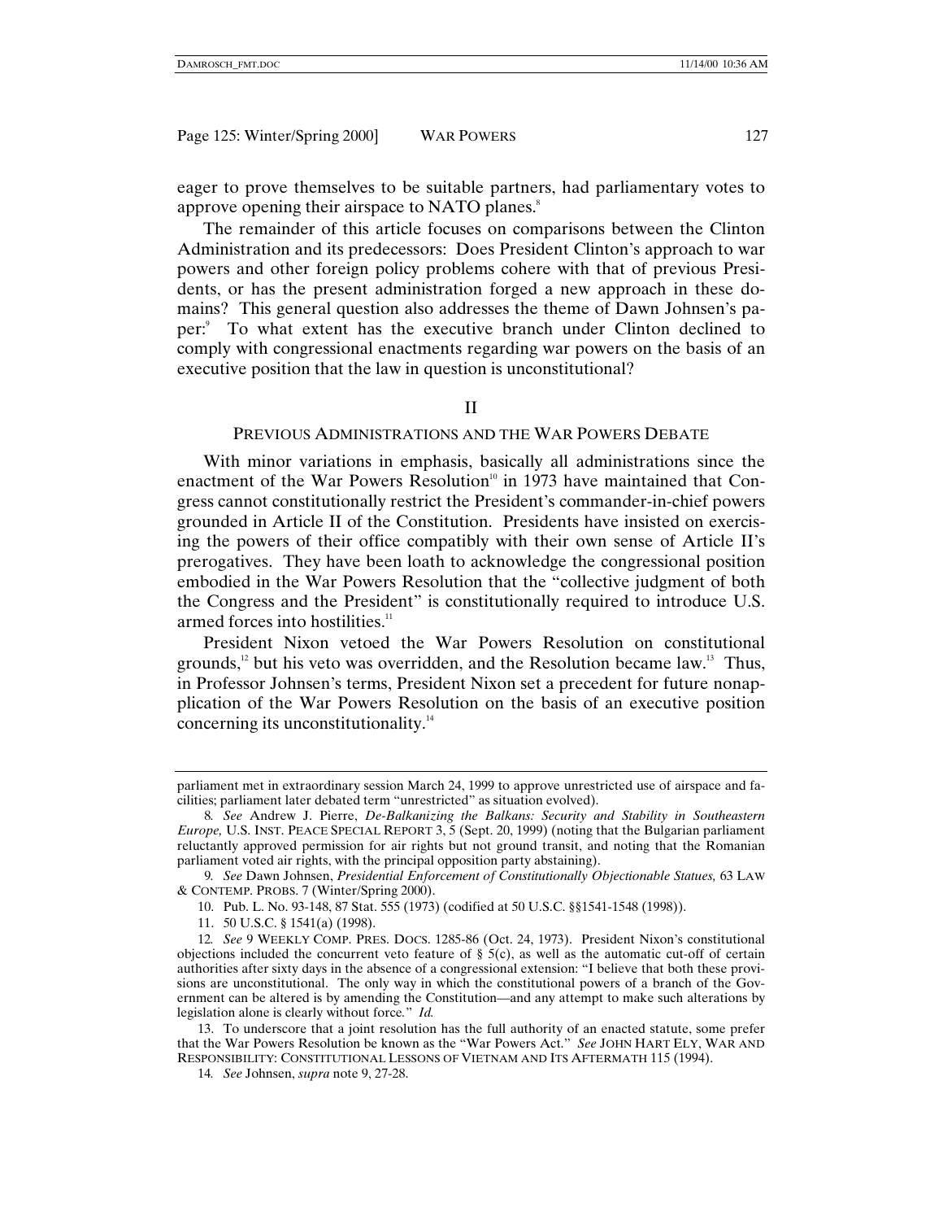eager to prove themselves to be suitable partners, had parliamentary votes to approve opening their airspace to NATO planes.[8]

The remainder of this article focuses on comparisons between the Clinton Administration and its predecessors: Does President Clinton's approach to war powers and other foreign policy problems cohere with that of previous Presidents, or has the present administration forged a new approach in these domains? This general question also addresses the theme of Dawn Johnsen's paper:[9] To what extent has the executive branch under Clinton declined to comply with congressional enactments regarding war powers on the basis of an executive position that the law in question is unconstitutional?

## II

## PREVIOUS ADMINISTRATIONS AND THE WAR POWERS DEBATE

With minor variations in emphasis, basically all administrations since the enactment of the War Powers Resolution[10] in 1973 have maintained that Congress cannot constitutionally restrict the President's commander-in-chief powers grounded in Article II of the Constitution. Presidents have insisted on exercising the powers of their office compatibly with their own sense of Article II's prerogatives. They have been loath to acknowledge the congressional position embodied in the War Powers Resolution that the "collective judgment of both the Congress and the President" is constitutionally required to introduce U.S. armed forces into hostilities.[11]

President Nixon vetoed the War Powers Resolution on constitutional grounds,[12] but his veto was overridden, and the Resolution became law.[13] Thus, in Professor Johnsen's terms, President Nixon set a precedent for future nonapplication of the War Powers Resolution on the basis of an executive position concerning its unconstitutionality.[14]

---

parliament met in extraordinary session March 24, 1999 to approve unrestricted use of airspace and facilities; parliament later debated term "unrestricted" as situation evolved).

8. *See* Andrew J. Pierre, *De-Balkanizing the Balkans: Security and Stability in Southeastern Europe,* U.S. INST. PEACE SPECIAL REPORT 3, 5 (Sept. 20, 1999) (noting that the Bulgarian parliament reluctantly approved permission for air rights but not ground transit, and noting that the Romanian parliament voted air rights, with the principal opposition party abstaining).

9. *See* Dawn Johnsen, *Presidential Enforcement of Constitutionally Objectionable Statues,* 63 LAW & CONTEMP. PROBS. 7 (Winter/Spring 2000).

10. Pub. L. No. 93-148, 87 Stat. 555 (1973) (codified at 50 U.S.C. §§1541-1548 (1998)).

11. 50 U.S.C. § 1541(a) (1998).

12. *See* 9 WEEKLY COMP. PRES. DOCS. 1285-86 (Oct. 24, 1973). President Nixon's constitutional objections included the concurrent veto feature of § 5(c), as well as the automatic cut-off of certain authorities after sixty days in the absence of a congressional extension: "I believe that both these provisions are unconstitutional. The only way in which the constitutional powers of a branch of the Government can be altered is by amending the Constitution—and any attempt to make such alterations by legislation alone is clearly without force." *Id.*

13. To underscore that a joint resolution has the full authority of an enacted statute, some prefer that the War Powers Resolution be known as the "War Powers Act." *See* JOHN HART ELY, WAR AND RESPONSIBILITY: CONSTITUTIONAL LESSONS OF VIETNAM AND ITS AFTERMATH 115 (1994).

14. *See* Johnsen, *supra* note 9, 27-28.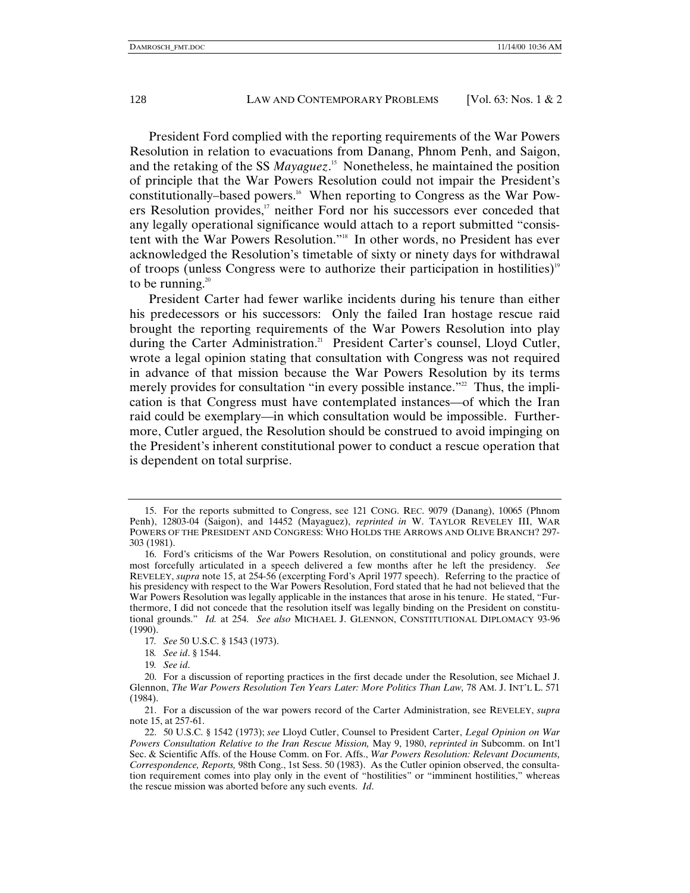President Ford complied with the reporting requirements of the War Powers Resolution in relation to evacuations from Danang, Phnom Penh, and Saigon, and the retaking of the SS *Mayaguez*.[15] Nonetheless, he maintained the position of principle that the War Powers Resolution could not impair the President's constitutionally–based powers.[16] When reporting to Congress as the War Powers Resolution provides,[17] neither Ford nor his successors ever conceded that any legally operational significance would attach to a report submitted "consistent with the War Powers Resolution."[18] In other words, no President has ever acknowledged the Resolution's timetable of sixty or ninety days for withdrawal of troops (unless Congress were to authorize their participation in hostilities)[19] to be running.[20]

President Carter had fewer warlike incidents during his tenure than either his predecessors or his successors: Only the failed Iran hostage rescue raid brought the reporting requirements of the War Powers Resolution into play during the Carter Administration.[21] President Carter's counsel, Lloyd Cutler, wrote a legal opinion stating that consultation with Congress was not required in advance of that mission because the War Powers Resolution by its terms merely provides for consultation "in every possible instance."[22] Thus, the implication is that Congress must have contemplated instances—of which the Iran raid could be exemplary—in which consultation would be impossible. Furthermore, Cutler argued, the Resolution should be construed to avoid impinging on the President's inherent constitutional power to conduct a rescue operation that is dependent on total surprise.

---

15. For the reports submitted to Congress, see 121 CONG. REC. 9079 (Danang), 10065 (Phnom Penh), 12803-04 (Saigon), and 14452 (Mayaguez), *reprinted in* W. TAYLOR REVELEY III, WAR POWERS OF THE PRESIDENT AND CONGRESS: WHO HOLDS THE ARROWS AND OLIVE BRANCH? 297-303 (1981).

16. Ford's criticisms of the War Powers Resolution, on constitutional and policy grounds, were most forcefully articulated in a speech delivered a few months after he left the presidency. *See* REVELEY, *supra* note 15, at 254-56 (excerpting Ford's April 1977 speech). Referring to the practice of his presidency with respect to the War Powers Resolution, Ford stated that he had not believed that the War Powers Resolution was legally applicable in the instances that arose in his tenure. He stated, "Furthermore, I did not concede that the resolution itself was legally binding on the President on constitutional grounds." *Id.* at 254. *See also* MICHAEL J. GLENNON, CONSTITUTIONAL DIPLOMACY 93-96 (1990).

17. *See* 50 U.S.C. § 1543 (1973).

18. *See id*. § 1544.

19. *See id*.

20. For a discussion of reporting practices in the first decade under the Resolution, see Michael J. Glennon, *The War Powers Resolution Ten Years Later: More Politics Than Law,* 78 AM. J. INT'L L. 571 (1984).

21. For a discussion of the war powers record of the Carter Administration, see REVELEY, *supra* note 15, at 257-61.

22. 50 U.S.C. § 1542 (1973); *see* Lloyd Cutler, Counsel to President Carter, *Legal Opinion on War Powers Consultation Relative to the Iran Rescue Mission,* May 9, 1980, *reprinted in* Subcomm. on Int'l Sec. & Scientific Affs. of the House Comm. on For. Affs., *War Powers Resolution: Relevant Documents, Correspondence, Reports,* 98th Cong., 1st Sess. 50 (1983). As the Cutler opinion observed, the consultation requirement comes into play only in the event of "hostilities" or "imminent hostilities," whereas the rescue mission was aborted before any such events. *Id*.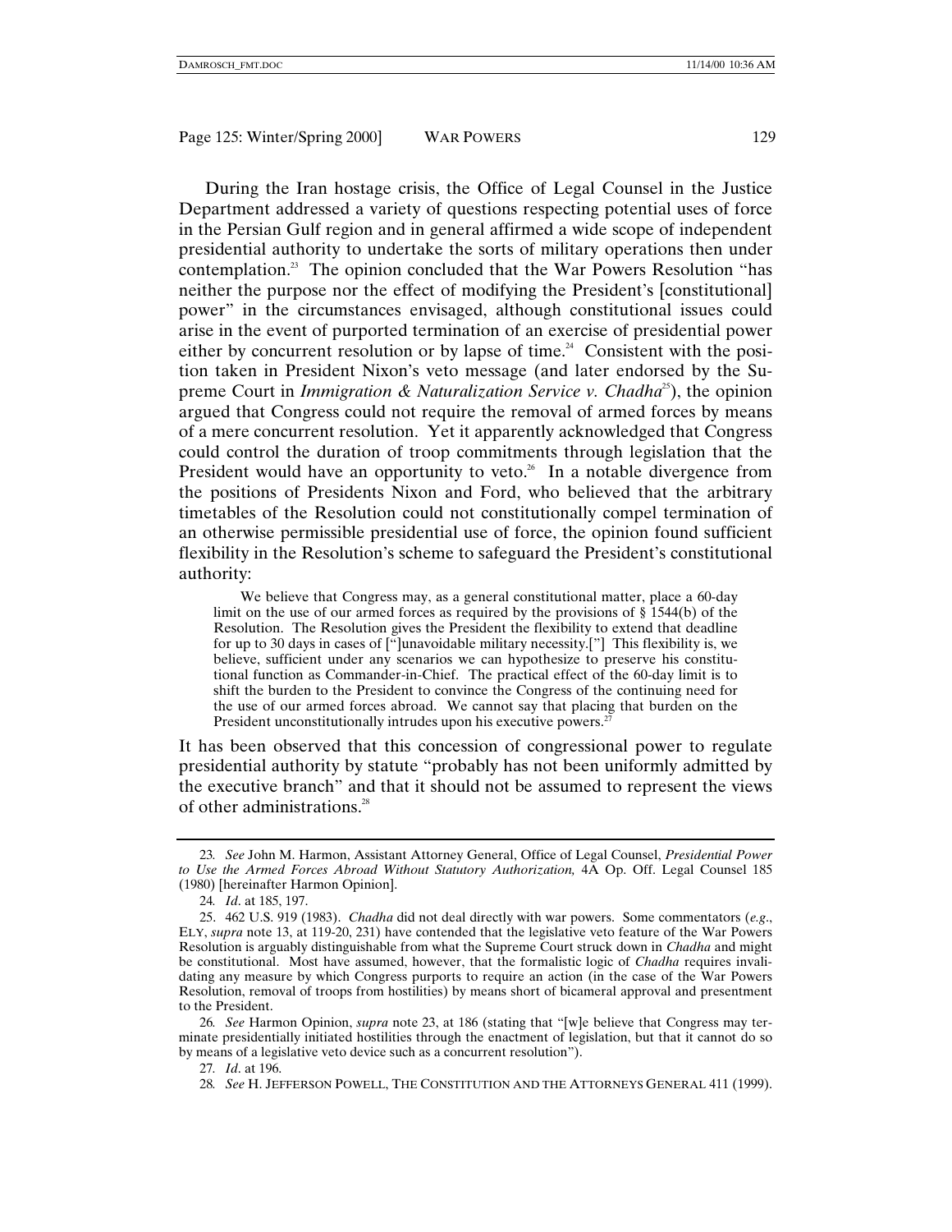During the Iran hostage crisis, the Office of Legal Counsel in the Justice Department addressed a variety of questions respecting potential uses of force in the Persian Gulf region and in general affirmed a wide scope of independent presidential authority to undertake the sorts of military operations then under contemplation.[23] The opinion concluded that the War Powers Resolution "has neither the purpose nor the effect of modifying the President's [constitutional] power" in the circumstances envisaged, although constitutional issues could arise in the event of purported termination of an exercise of presidential power either by concurrent resolution or by lapse of time.[24] Consistent with the position taken in President Nixon's veto message (and later endorsed by the Supreme Court in *Immigration & Naturalization Service v. Chadha*[25]), the opinion argued that Congress could not require the removal of armed forces by means of a mere concurrent resolution. Yet it apparently acknowledged that Congress could control the duration of troop commitments through legislation that the President would have an opportunity to veto.[26] In a notable divergence from the positions of Presidents Nixon and Ford, who believed that the arbitrary timetables of the Resolution could not constitutionally compel termination of an otherwise permissible presidential use of force, the opinion found sufficient flexibility in the Resolution's scheme to safeguard the President's constitutional authority:

> We believe that Congress may, as a general constitutional matter, place a 60-day limit on the use of our armed forces as required by the provisions of § 1544(b) of the Resolution. The Resolution gives the President the flexibility to extend that deadline for up to 30 days in cases of ["]unavoidable military necessity.["] This flexibility is, we believe, sufficient under any scenarios we can hypothesize to preserve his constitutional function as Commander-in-Chief. The practical effect of the 60-day limit is to shift the burden to the President to convince the Congress of the continuing need for the use of our armed forces abroad. We cannot say that placing that burden on the President unconstitutionally intrudes upon his executive powers.[27]

It has been observed that this concession of congressional power to regulate presidential authority by statute "probably has not been uniformly admitted by the executive branch" and that it should not be assumed to represent the views of other administrations.[28]

---

23. *See* John M. Harmon, Assistant Attorney General, Office of Legal Counsel, *Presidential Power to Use the Armed Forces Abroad Without Statutory Authorization,* 4A Op. Off. Legal Counsel 185 (1980) [hereinafter Harmon Opinion].

24. *Id*. at 185, 197.

25. 462 U.S. 919 (1983). *Chadha* did not deal directly with war powers. Some commentators (*e.g*., ELY, *supra* note 13, at 119-20, 231) have contended that the legislative veto feature of the War Powers Resolution is arguably distinguishable from what the Supreme Court struck down in *Chadha* and might be constitutional. Most have assumed, however, that the formalistic logic of *Chadha* requires invalidating any measure by which Congress purports to require an action (in the case of the War Powers Resolution, removal of troops from hostilities) by means short of bicameral approval and presentment to the President.

26. *See* Harmon Opinion, *supra* note 23, at 186 (stating that "[w]e believe that Congress may terminate presidentially initiated hostilities through the enactment of legislation, but that it cannot do so by means of a legislative veto device such as a concurrent resolution").

27. *Id*. at 196.

28. *See* H. JEFFERSON POWELL, THE CONSTITUTION AND THE ATTORNEYS GENERAL 411 (1999).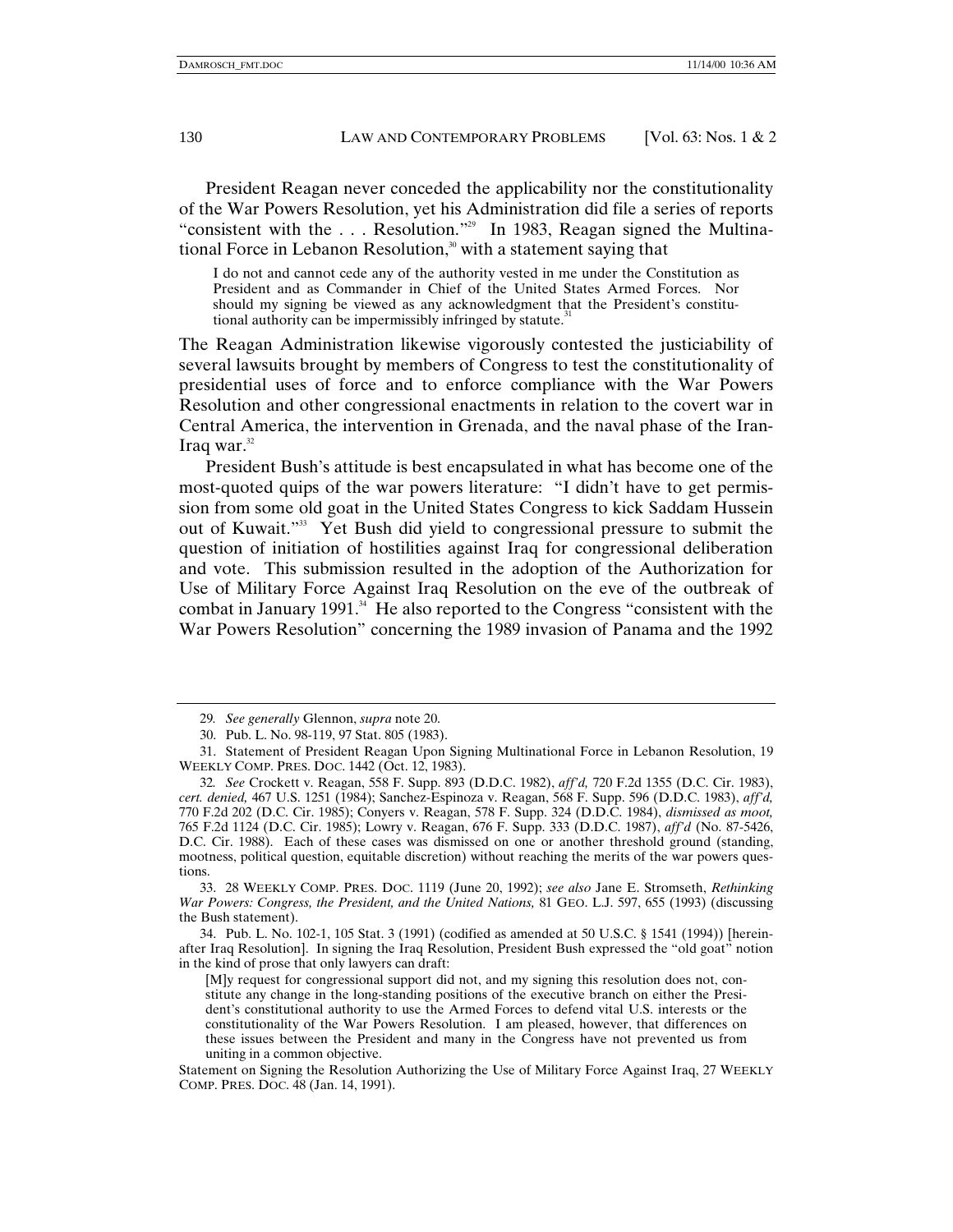President Reagan never conceded the applicability nor the constitutionality of the War Powers Resolution, yet his Administration did file a series of reports "consistent with the . . . Resolution."[29] In 1983, Reagan signed the Multinational Force in Lebanon Resolution,[30] with a statement saying that

> I do not and cannot cede any of the authority vested in me under the Constitution as President and as Commander in Chief of the United States Armed Forces. Nor should my signing be viewed as any acknowledgment that the President's constitutional authority can be impermissibly infringed by statute.[31]

The Reagan Administration likewise vigorously contested the justiciability of several lawsuits brought by members of Congress to test the constitutionality of presidential uses of force and to enforce compliance with the War Powers Resolution and other congressional enactments in relation to the covert war in Central America, the intervention in Grenada, and the naval phase of the Iran-Iraq war.[32]

President Bush's attitude is best encapsulated in what has become one of the most-quoted quips of the war powers literature: "I didn't have to get permission from some old goat in the United States Congress to kick Saddam Hussein out of Kuwait."[33] Yet Bush did yield to congressional pressure to submit the question of initiation of hostilities against Iraq for congressional deliberation and vote. This submission resulted in the adoption of the Authorization for Use of Military Force Against Iraq Resolution on the eve of the outbreak of combat in January 1991.[34] He also reported to the Congress "consistent with the War Powers Resolution" concerning the 1989 invasion of Panama and the 1992

---

29. *See generally* Glennon, *supra* note 20.

30. Pub. L. No. 98-119, 97 Stat. 805 (1983).

31. Statement of President Reagan Upon Signing Multinational Force in Lebanon Resolution, 19 WEEKLY COMP. PRES. DOC. 1442 (Oct. 12, 1983).

32. *See* Crockett v. Reagan, 558 F. Supp. 893 (D.D.C. 1982), *aff'd,* 720 F.2d 1355 (D.C. Cir. 1983), *cert. denied,* 467 U.S. 1251 (1984); Sanchez-Espinoza v. Reagan, 568 F. Supp. 596 (D.D.C. 1983), *aff'd,* 770 F.2d 202 (D.C. Cir. 1985); Conyers v. Reagan, 578 F. Supp. 324 (D.D.C. 1984), *dismissed as moot,* 765 F.2d 1124 (D.C. Cir. 1985); Lowry v. Reagan, 676 F. Supp. 333 (D.D.C. 1987), *aff'd* (No. 87-5426, D.C. Cir. 1988). Each of these cases was dismissed on one or another threshold ground (standing, mootness, political question, equitable discretion) without reaching the merits of the war powers questions.

33. 28 WEEKLY COMP. PRES. DOC. 1119 (June 20, 1992); *see also* Jane E. Stromseth, *Rethinking War Powers: Congress, the President, and the United Nations,* 81 GEO. L.J. 597, 655 (1993) (discussing the Bush statement).

34. Pub. L. No. 102-1, 105 Stat. 3 (1991) (codified as amended at 50 U.S.C. § 1541 (1994)) [hereinafter Iraq Resolution]. In signing the Iraq Resolution, President Bush expressed the "old goat" notion in the kind of prose that only lawyers can draft:

> [M]y request for congressional support did not, and my signing this resolution does not, constitute any change in the long-standing positions of the executive branch on either the President's constitutional authority to use the Armed Forces to defend vital U.S. interests or the constitutionality of the War Powers Resolution. I am pleased, however, that differences on these issues between the President and many in the Congress have not prevented us from uniting in a common objective.

Statement on Signing the Resolution Authorizing the Use of Military Force Against Iraq, 27 WEEKLY COMP. PRES. DOC. 48 (Jan. 14, 1991).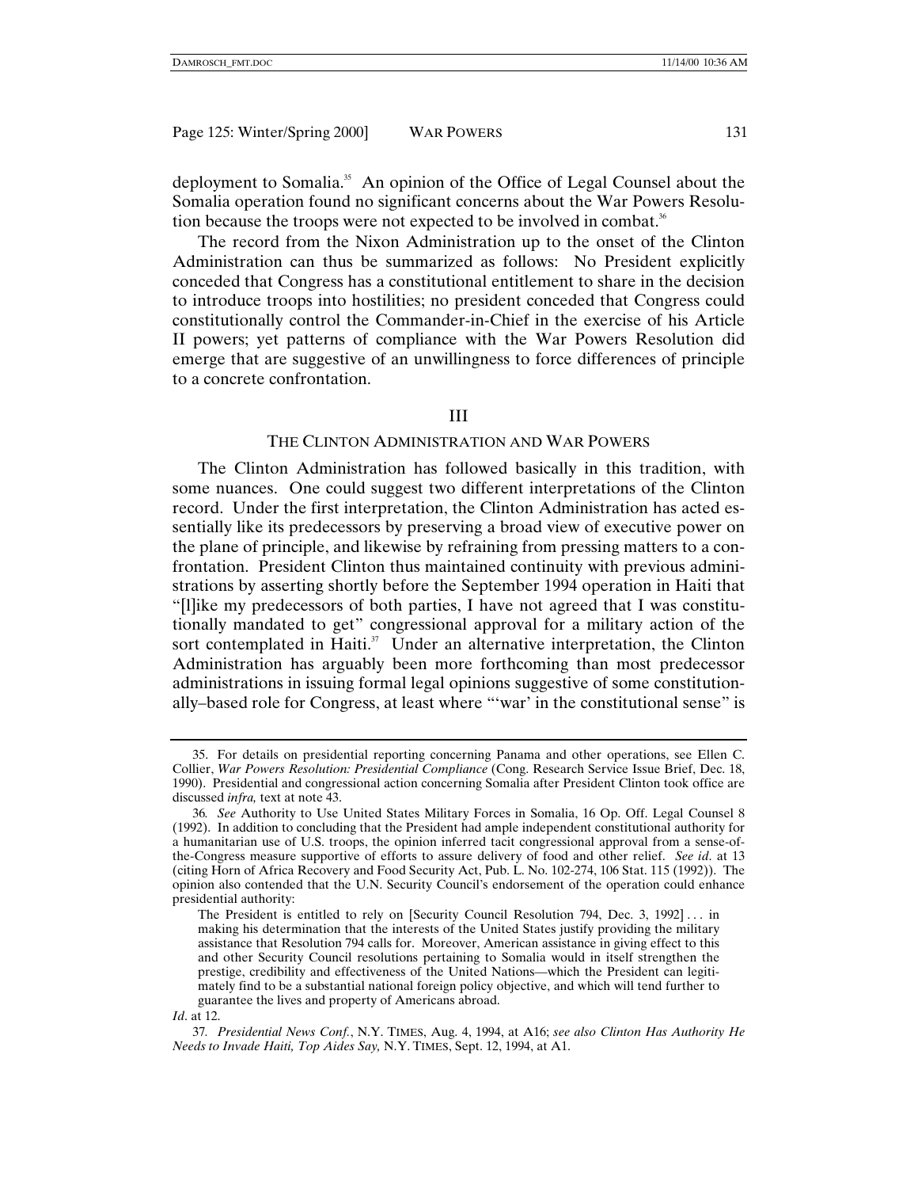deployment to Somalia.[35] An opinion of the Office of Legal Counsel about the Somalia operation found no significant concerns about the War Powers Resolution because the troops were not expected to be involved in combat.[36]

The record from the Nixon Administration up to the onset of the Clinton Administration can thus be summarized as follows: No President explicitly conceded that Congress has a constitutional entitlement to share in the decision to introduce troops into hostilities; no president conceded that Congress could constitutionally control the Commander-in-Chief in the exercise of his Article II powers; yet patterns of compliance with the War Powers Resolution did emerge that are suggestive of an unwillingness to force differences of principle to a concrete confrontation.

## III

## THE CLINTON ADMINISTRATION AND WAR POWERS

The Clinton Administration has followed basically in this tradition, with some nuances. One could suggest two different interpretations of the Clinton record. Under the first interpretation, the Clinton Administration has acted essentially like its predecessors by preserving a broad view of executive power on the plane of principle, and likewise by refraining from pressing matters to a confrontation. President Clinton thus maintained continuity with previous administrations by asserting shortly before the September 1994 operation in Haiti that "[l]ike my predecessors of both parties, I have not agreed that I was constitutionally mandated to get" congressional approval for a military action of the sort contemplated in Haiti.[37] Under an alternative interpretation, the Clinton Administration has arguably been more forthcoming than most predecessor administrations in issuing formal legal opinions suggestive of some constitutionally–based role for Congress, at least where "'war' in the constitutional sense" is

---

35. For details on presidential reporting concerning Panama and other operations, see Ellen C. Collier, *War Powers Resolution: Presidential Compliance* (Cong. Research Service Issue Brief, Dec. 18, 1990). Presidential and congressional action concerning Somalia after President Clinton took office are discussed *infra,* text at note 43.

36. *See* Authority to Use United States Military Forces in Somalia, 16 Op. Off. Legal Counsel 8 (1992). In addition to concluding that the President had ample independent constitutional authority for a humanitarian use of U.S. troops, the opinion inferred tacit congressional approval from a sense-of-the-Congress measure supportive of efforts to assure delivery of food and other relief. *See id*. at 13 (citing Horn of Africa Recovery and Food Security Act, Pub. L. No. 102-274, 106 Stat. 115 (1992)). The opinion also contended that the U.N. Security Council's endorsement of the operation could enhance presidential authority:

> The President is entitled to rely on [Security Council Resolution 794, Dec. 3, 1992] . . . in making his determination that the interests of the United States justify providing the military assistance that Resolution 794 calls for. Moreover, American assistance in giving effect to this and other Security Council resolutions pertaining to Somalia would in itself strengthen the prestige, credibility and effectiveness of the United Nations—which the President can legitimately find to be a substantial national foreign policy objective, and which will tend further to guarantee the lives and property of Americans abroad.

*Id*. at 12.

37. *Presidential News Conf.*, N.Y. TIMES, Aug. 4, 1994, at A16; *see also Clinton Has Authority He Needs to Invade Haiti, Top Aides Say,* N.Y. TIMES, Sept. 12, 1994, at A1.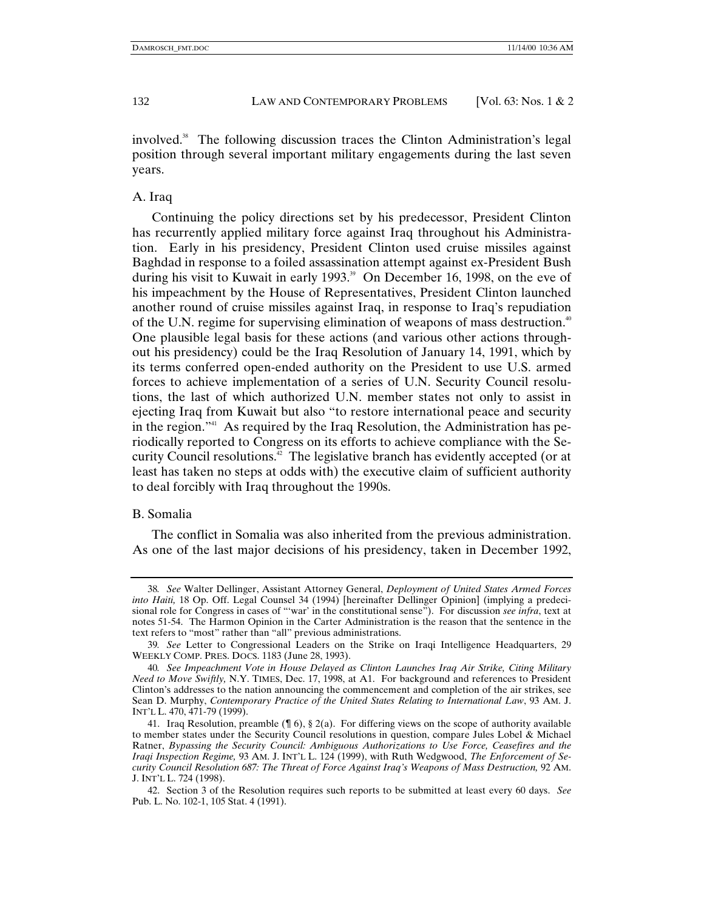involved.[38] The following discussion traces the Clinton Administration's legal position through several important military engagements during the last seven years.

### A. Iraq

Continuing the policy directions set by his predecessor, President Clinton has recurrently applied military force against Iraq throughout his Administration. Early in his presidency, President Clinton used cruise missiles against Baghdad in response to a foiled assassination attempt against ex-President Bush during his visit to Kuwait in early 1993.[39] On December 16, 1998, on the eve of his impeachment by the House of Representatives, President Clinton launched another round of cruise missiles against Iraq, in response to Iraq's repudiation of the U.N. regime for supervising elimination of weapons of mass destruction.[40] One plausible legal basis for these actions (and various other actions throughout his presidency) could be the Iraq Resolution of January 14, 1991, which by its terms conferred open-ended authority on the President to use U.S. armed forces to achieve implementation of a series of U.N. Security Council resolutions, the last of which authorized U.N. member states not only to assist in ejecting Iraq from Kuwait but also "to restore international peace and security in the region."[41] As required by the Iraq Resolution, the Administration has periodically reported to Congress on its efforts to achieve compliance with the Security Council resolutions.[42] The legislative branch has evidently accepted (or at least has taken no steps at odds with) the executive claim of sufficient authority to deal forcibly with Iraq throughout the 1990s.

### B. Somalia

The conflict in Somalia was also inherited from the previous administration. As one of the last major decisions of his presidency, taken in December 1992,

---

38. *See* Walter Dellinger, Assistant Attorney General, *Deployment of United States Armed Forces into Haiti,* 18 Op. Off. Legal Counsel 34 (1994) [hereinafter Dellinger Opinion] (implying a predecisional role for Congress in cases of "'war' in the constitutional sense"). For discussion *see infra*, text at notes 51-54. The Harmon Opinion in the Carter Administration is the reason that the sentence in the text refers to "most" rather than "all" previous administrations.

39. *See* Letter to Congressional Leaders on the Strike on Iraqi Intelligence Headquarters, 29 WEEKLY COMP. PRES. DOCS. 1183 (June 28, 1993).

40. *See Impeachment Vote in House Delayed as Clinton Launches Iraq Air Strike, Citing Military Need to Move Swiftly,* N.Y. TIMES, Dec. 17, 1998, at A1. For background and references to President Clinton's addresses to the nation announcing the commencement and completion of the air strikes, see Sean D. Murphy, *Contemporary Practice of the United States Relating to International Law*, 93 AM. J. INT'L L. 470, 471-79 (1999).

41. Iraq Resolution, preamble (¶ 6), § 2(a). For differing views on the scope of authority available to member states under the Security Council resolutions in question, compare Jules Lobel & Michael Ratner, *Bypassing the Security Council: Ambiguous Authorizations to Use Force, Ceasefires and the Iraqi Inspection Regime,* 93 AM. J. INT'L L. 124 (1999), with Ruth Wedgwood, *The Enforcement of Security Council Resolution 687: The Threat of Force Against Iraq's Weapons of Mass Destruction,* 92 AM. J. INT'L L. 724 (1998).

42. Section 3 of the Resolution requires such reports to be submitted at least every 60 days. *See* Pub. L. No. 102-1, 105 Stat. 4 (1991).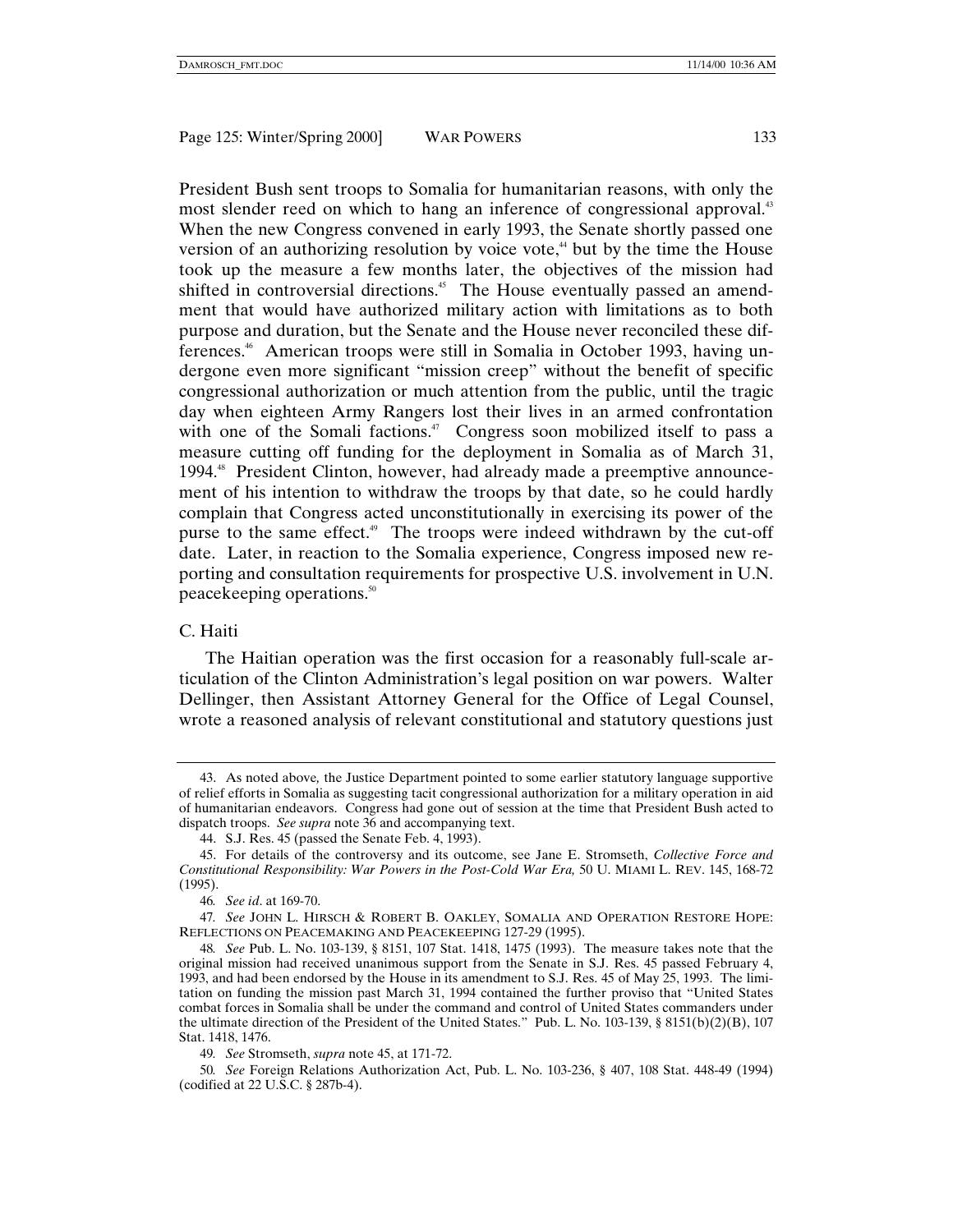President Bush sent troops to Somalia for humanitarian reasons, with only the most slender reed on which to hang an inference of congressional approval.[43] When the new Congress convened in early 1993, the Senate shortly passed one version of an authorizing resolution by voice vote,[44] but by the time the House took up the measure a few months later, the objectives of the mission had shifted in controversial directions.[45] The House eventually passed an amendment that would have authorized military action with limitations as to both purpose and duration, but the Senate and the House never reconciled these differences.[46] American troops were still in Somalia in October 1993, having undergone even more significant "mission creep" without the benefit of specific congressional authorization or much attention from the public, until the tragic day when eighteen Army Rangers lost their lives in an armed confrontation with one of the Somali factions.[47] Congress soon mobilized itself to pass a measure cutting off funding for the deployment in Somalia as of March 31, 1994.[48] President Clinton, however, had already made a preemptive announcement of his intention to withdraw the troops by that date, so he could hardly complain that Congress acted unconstitutionally in exercising its power of the purse to the same effect.[49] The troops were indeed withdrawn by the cut-off date. Later, in reaction to the Somalia experience, Congress imposed new reporting and consultation requirements for prospective U.S. involvement in U.N. peacekeeping operations.[50]

### C. Haiti

The Haitian operation was the first occasion for a reasonably full-scale articulation of the Clinton Administration's legal position on war powers. Walter Dellinger, then Assistant Attorney General for the Office of Legal Counsel, wrote a reasoned analysis of relevant constitutional and statutory questions just

---

43. As noted above*,* the Justice Department pointed to some earlier statutory language supportive of relief efforts in Somalia as suggesting tacit congressional authorization for a military operation in aid of humanitarian endeavors. Congress had gone out of session at the time that President Bush acted to dispatch troops. *See supra* note 36 and accompanying text.

44. S.J. Res. 45 (passed the Senate Feb. 4, 1993).

45. For details of the controversy and its outcome, see Jane E. Stromseth, *Collective Force and Constitutional Responsibility: War Powers in the Post-Cold War Era,* 50 U. MIAMI L. REV. 145, 168-72 (1995).

46*. See id*. at 169-70.

47*. See* JOHN L. HIRSCH & ROBERT B. OAKLEY, SOMALIA AND OPERATION RESTORE HOPE: REFLECTIONS ON PEACEMAKING AND PEACEKEEPING 127-29 (1995).

48*. See* Pub. L. No. 103-139, § 8151, 107 Stat. 1418, 1475 (1993). The measure takes note that the original mission had received unanimous support from the Senate in S.J. Res. 45 passed February 4, 1993, and had been endorsed by the House in its amendment to S.J. Res. 45 of May 25, 1993. The limitation on funding the mission past March 31, 1994 contained the further proviso that "United States combat forces in Somalia shall be under the command and control of United States commanders under the ultimate direction of the President of the United States." Pub. L. No. 103-139, § 8151(b)(2)(B), 107 Stat. 1418, 1476.

49*. See* Stromseth, *supra* note 45, at 171-72.

50*. See* Foreign Relations Authorization Act, Pub. L. No. 103-236, § 407, 108 Stat. 448-49 (1994) (codified at 22 U.S.C. § 287b-4).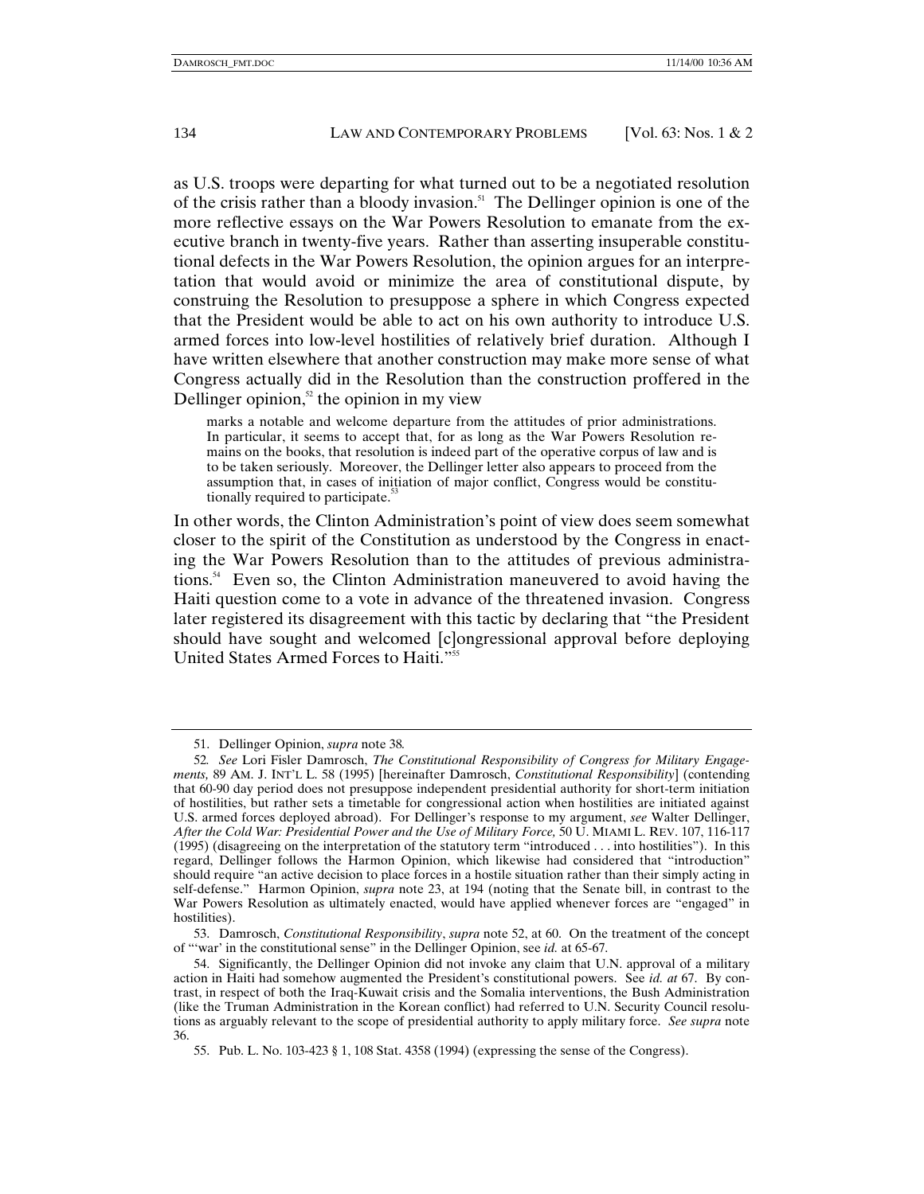as U.S. troops were departing for what turned out to be a negotiated resolution of the crisis rather than a bloody invasion.[51] The Dellinger opinion is one of the more reflective essays on the War Powers Resolution to emanate from the executive branch in twenty-five years. Rather than asserting insuperable constitutional defects in the War Powers Resolution, the opinion argues for an interpretation that would avoid or minimize the area of constitutional dispute, by construing the Resolution to presuppose a sphere in which Congress expected that the President would be able to act on his own authority to introduce U.S. armed forces into low-level hostilities of relatively brief duration. Although I have written elsewhere that another construction may make more sense of what Congress actually did in the Resolution than the construction proffered in the Dellinger opinion,[52] the opinion in my view

> marks a notable and welcome departure from the attitudes of prior administrations. In particular, it seems to accept that, for as long as the War Powers Resolution remains on the books, that resolution is indeed part of the operative corpus of law and is to be taken seriously. Moreover, the Dellinger letter also appears to proceed from the assumption that, in cases of initiation of major conflict, Congress would be constitutionally required to participate.[53]

In other words, the Clinton Administration's point of view does seem somewhat closer to the spirit of the Constitution as understood by the Congress in enacting the War Powers Resolution than to the attitudes of previous administrations.[54] Even so, the Clinton Administration maneuvered to avoid having the Haiti question come to a vote in advance of the threatened invasion. Congress later registered its disagreement with this tactic by declaring that "the President should have sought and welcomed [c]ongressional approval before deploying United States Armed Forces to Haiti."[55]

---

51. Dellinger Opinion, *supra* note 38.

52. *See* Lori Fisler Damrosch, *The Constitutional Responsibility of Congress for Military Engagements,* 89 AM. J. INT'L L. 58 (1995) [hereinafter Damrosch, *Constitutional Responsibility*] (contending that 60-90 day period does not presuppose independent presidential authority for short-term initiation of hostilities, but rather sets a timetable for congressional action when hostilities are initiated against U.S. armed forces deployed abroad). For Dellinger's response to my argument, *see* Walter Dellinger, *After the Cold War: Presidential Power and the Use of Military Force,* 50 U. MIAMI L. REV. 107, 116-117 (1995) (disagreeing on the interpretation of the statutory term "introduced . . . into hostilities"). In this regard, Dellinger follows the Harmon Opinion, which likewise had considered that "introduction" should require "an active decision to place forces in a hostile situation rather than their simply acting in self-defense." Harmon Opinion, *supra* note 23, at 194 (noting that the Senate bill, in contrast to the War Powers Resolution as ultimately enacted, would have applied whenever forces are "engaged" in hostilities).

53. Damrosch, *Constitutional Responsibility*, *supra* note 52, at 60. On the treatment of the concept of "'war' in the constitutional sense" in the Dellinger Opinion, see *id.* at 65-67.

54. Significantly, the Dellinger Opinion did not invoke any claim that U.N. approval of a military action in Haiti had somehow augmented the President's constitutional powers. See *id. at* 67. By contrast, in respect of both the Iraq-Kuwait crisis and the Somalia interventions, the Bush Administration (like the Truman Administration in the Korean conflict) had referred to U.N. Security Council resolutions as arguably relevant to the scope of presidential authority to apply military force. *See supra* note 36.

55. Pub. L. No. 103-423 § 1, 108 Stat. 4358 (1994) (expressing the sense of the Congress).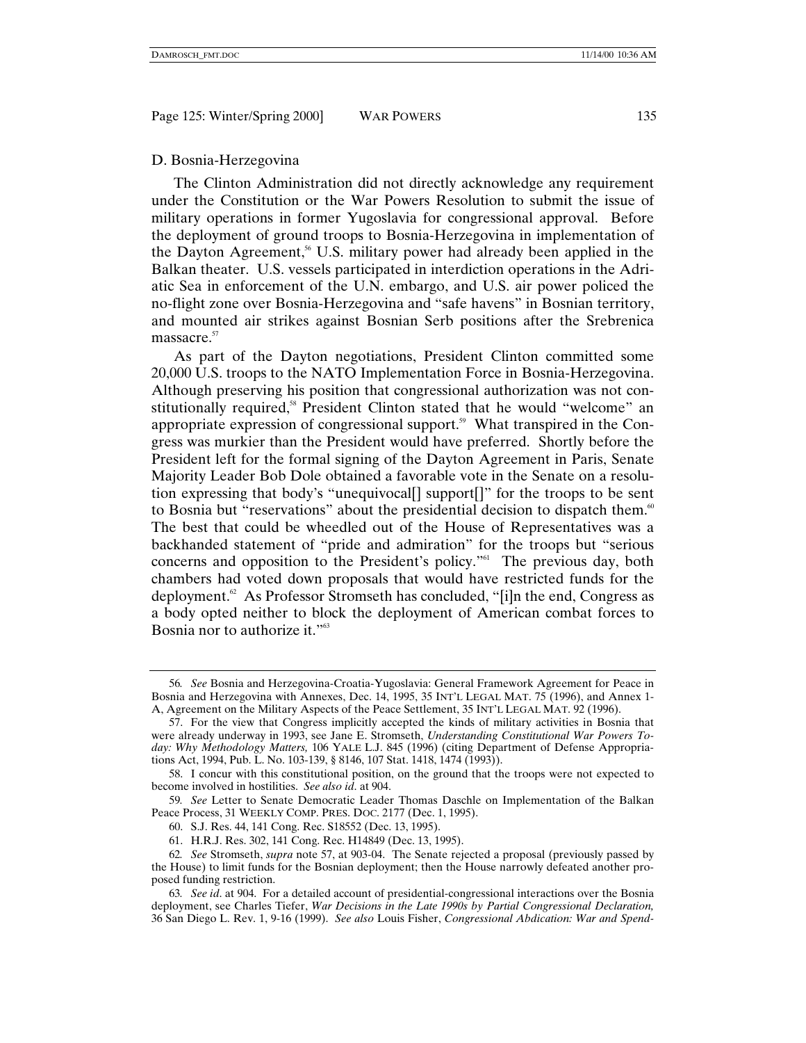### D. Bosnia-Herzegovina

The Clinton Administration did not directly acknowledge any requirement under the Constitution or the War Powers Resolution to submit the issue of military operations in former Yugoslavia for congressional approval. Before the deployment of ground troops to Bosnia-Herzegovina in implementation of the Dayton Agreement,[56] U.S. military power had already been applied in the Balkan theater. U.S. vessels participated in interdiction operations in the Adriatic Sea in enforcement of the U.N. embargo, and U.S. air power policed the no-flight zone over Bosnia-Herzegovina and "safe havens" in Bosnian territory, and mounted air strikes against Bosnian Serb positions after the Srebrenica massacre.[57]

As part of the Dayton negotiations, President Clinton committed some 20,000 U.S. troops to the NATO Implementation Force in Bosnia-Herzegovina. Although preserving his position that congressional authorization was not constitutionally required,[58] President Clinton stated that he would "welcome" an appropriate expression of congressional support.[59] What transpired in the Congress was murkier than the President would have preferred. Shortly before the President left for the formal signing of the Dayton Agreement in Paris, Senate Majority Leader Bob Dole obtained a favorable vote in the Senate on a resolution expressing that body's "unequivocal[] support[]" for the troops to be sent to Bosnia but "reservations" about the presidential decision to dispatch them.[60] The best that could be wheedled out of the House of Representatives was a backhanded statement of "pride and admiration" for the troops but "serious concerns and opposition to the President's policy."[61] The previous day, both chambers had voted down proposals that would have restricted funds for the deployment.[62] As Professor Stromseth has concluded, "[i]n the end, Congress as a body opted neither to block the deployment of American combat forces to Bosnia nor to authorize it."[63]

---

56. *See* Bosnia and Herzegovina-Croatia-Yugoslavia: General Framework Agreement for Peace in Bosnia and Herzegovina with Annexes, Dec. 14, 1995, 35 INT'L LEGAL MAT. 75 (1996), and Annex 1-A, Agreement on the Military Aspects of the Peace Settlement, 35 INT'L LEGAL MAT. 92 (1996).

57. For the view that Congress implicitly accepted the kinds of military activities in Bosnia that were already underway in 1993, see Jane E. Stromseth, *Understanding Constitutional War Powers Today: Why Methodology Matters,* 106 YALE L.J. 845 (1996) (citing Department of Defense Appropriations Act, 1994, Pub. L. No. 103-139, § 8146, 107 Stat. 1418, 1474 (1993)).

58. I concur with this constitutional position, on the ground that the troops were not expected to become involved in hostilities. *See also id*. at 904.

59. *See* Letter to Senate Democratic Leader Thomas Daschle on Implementation of the Balkan Peace Process, 31 WEEKLY COMP. PRES. DOC. 2177 (Dec. 1, 1995).

60. S.J. Res. 44, 141 Cong. Rec. S18552 (Dec. 13, 1995).

61. H.R.J. Res. 302, 141 Cong. Rec. H14849 (Dec. 13, 1995).

62. *See* Stromseth, *supra* note 57, at 903-04. The Senate rejected a proposal (previously passed by the House) to limit funds for the Bosnian deployment; then the House narrowly defeated another proposed funding restriction.

63. *See id*. at 904. For a detailed account of presidential-congressional interactions over the Bosnia deployment, see Charles Tiefer, *War Decisions in the Late 1990s by Partial Congressional Declaration,* 36 San Diego L. Rev. 1, 9-16 (1999). *See also* Louis Fisher, *Congressional Abdication: War and Spend-*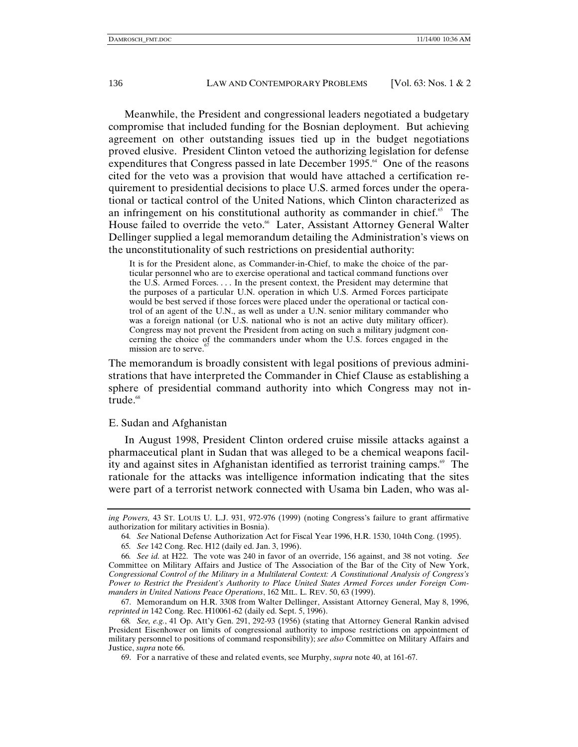Meanwhile, the President and congressional leaders negotiated a budgetary compromise that included funding for the Bosnian deployment. But achieving agreement on other outstanding issues tied up in the budget negotiations proved elusive. President Clinton vetoed the authorizing legislation for defense expenditures that Congress passed in late December 1995.[64] One of the reasons cited for the veto was a provision that would have attached a certification requirement to presidential decisions to place U.S. armed forces under the operational or tactical control of the United Nations, which Clinton characterized as an infringement on his constitutional authority as commander in chief.[65] The House failed to override the veto.[66] Later, Assistant Attorney General Walter Dellinger supplied a legal memorandum detailing the Administration's views on the unconstitutionality of such restrictions on presidential authority:

> It is for the President alone, as Commander-in-Chief, to make the choice of the particular personnel who are to exercise operational and tactical command functions over the U.S. Armed Forces. . . . In the present context, the President may determine that the purposes of a particular U.N. operation in which U.S. Armed Forces participate would be best served if those forces were placed under the operational or tactical control of an agent of the U.N., as well as under a U.N. senior military commander who was a foreign national (or U.S. national who is not an active duty military officer). Congress may not prevent the President from acting on such a military judgment concerning the choice of the commanders under whom the U.S. forces engaged in the mission are to serve.[67]

The memorandum is broadly consistent with legal positions of previous administrations that have interpreted the Commander in Chief Clause as establishing a sphere of presidential command authority into which Congress may not intrude.[68]

## E. Sudan and Afghanistan

In August 1998, President Clinton ordered cruise missile attacks against a pharmaceutical plant in Sudan that was alleged to be a chemical weapons facility and against sites in Afghanistan identified as terrorist training camps.[69] The rationale for the attacks was intelligence information indicating that the sites were part of a terrorist network connected with Usama bin Laden, who was al-

---

*ing Powers,* 43 ST. LOUIS U. L.J. 931, 972-976 (1999) (noting Congress's failure to grant affirmative authorization for military activities in Bosnia).

64. *See* National Defense Authorization Act for Fiscal Year 1996, H.R. 1530, 104th Cong. (1995).

65. *See* 142 Cong. Rec. H12 (daily ed. Jan. 3, 1996).

66. *See id.* at H22. The vote was 240 in favor of an override, 156 against, and 38 not voting. *See* Committee on Military Affairs and Justice of The Association of the Bar of the City of New York, *Congressional Control of the Military in a Multilateral Context: A Constitutional Analysis of Congress's Power to Restrict the President's Authority to Place United States Armed Forces under Foreign Commanders in United Nations Peace Operations*, 162 MIL. L. REV. 50, 63 (1999).

67. Memorandum on H.R. 3308 from Walter Dellinger, Assistant Attorney General, May 8, 1996, *reprinted in* 142 Cong. Rec. H10061-62 (daily ed. Sept. 5, 1996).

68. *See, e.g.*, 41 Op. Att'y Gen. 291, 292-93 (1956) (stating that Attorney General Rankin advised President Eisenhower on limits of congressional authority to impose restrictions on appointment of military personnel to positions of command responsibility); *see also* Committee on Military Affairs and Justice, *supra* note 66.

69. For a narrative of these and related events, see Murphy, *supra* note 40, at 161-67.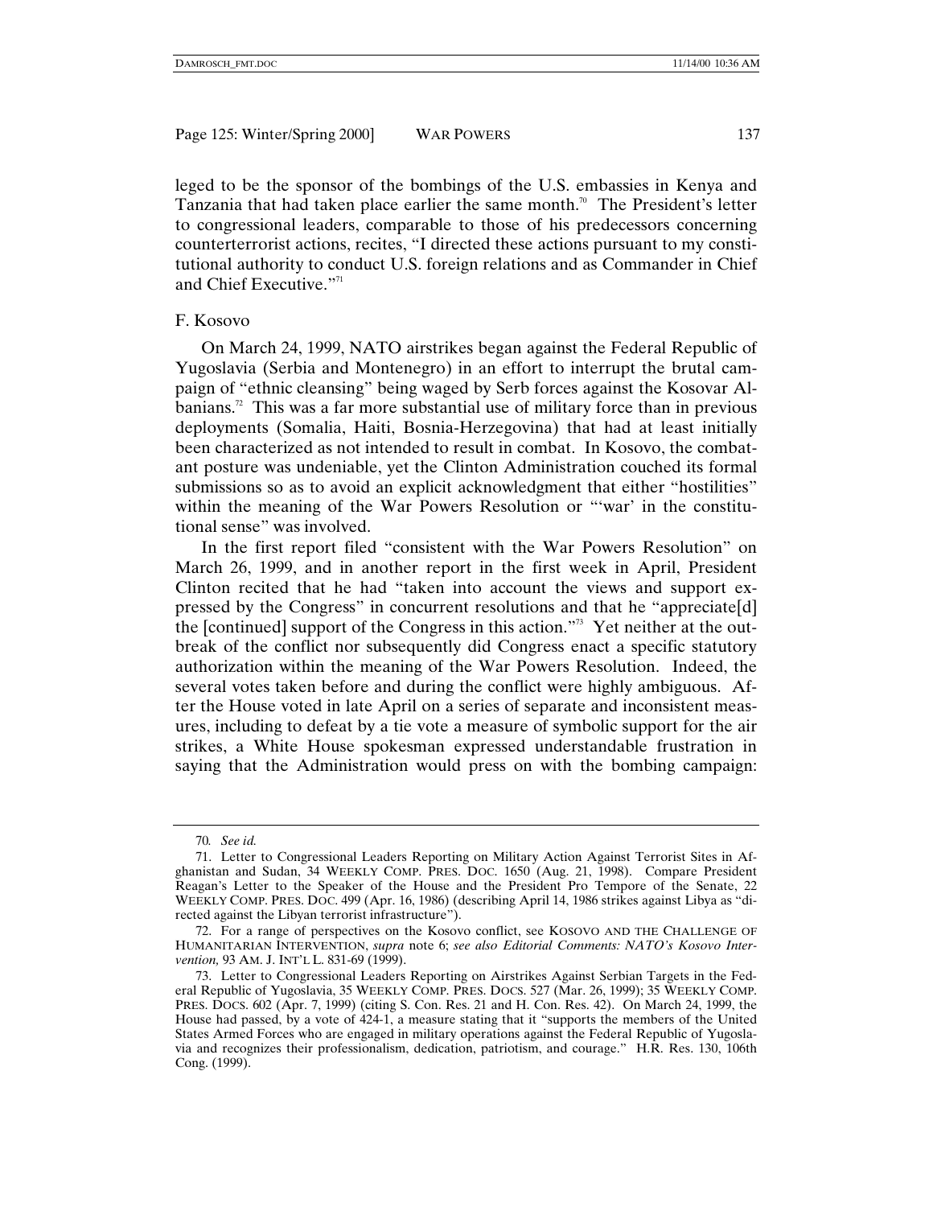leged to be the sponsor of the bombings of the U.S. embassies in Kenya and Tanzania that had taken place earlier the same month.[70] The President's letter to congressional leaders, comparable to those of his predecessors concerning counterterrorist actions, recites, "I directed these actions pursuant to my constitutional authority to conduct U.S. foreign relations and as Commander in Chief and Chief Executive."[71]

## F. Kosovo

On March 24, 1999, NATO airstrikes began against the Federal Republic of Yugoslavia (Serbia and Montenegro) in an effort to interrupt the brutal campaign of "ethnic cleansing" being waged by Serb forces against the Kosovar Albanians.[72] This was a far more substantial use of military force than in previous deployments (Somalia, Haiti, Bosnia-Herzegovina) that had at least initially been characterized as not intended to result in combat. In Kosovo, the combatant posture was undeniable, yet the Clinton Administration couched its formal submissions so as to avoid an explicit acknowledgment that either "hostilities" within the meaning of the War Powers Resolution or "'war' in the constitutional sense" was involved.

In the first report filed "consistent with the War Powers Resolution" on March 26, 1999, and in another report in the first week in April, President Clinton recited that he had "taken into account the views and support expressed by the Congress" in concurrent resolutions and that he "appreciate[d] the [continued] support of the Congress in this action."[73] Yet neither at the outbreak of the conflict nor subsequently did Congress enact a specific statutory authorization within the meaning of the War Powers Resolution. Indeed, the several votes taken before and during the conflict were highly ambiguous. After the House voted in late April on a series of separate and inconsistent measures, including to defeat by a tie vote a measure of symbolic support for the air strikes, a White House spokesman expressed understandable frustration in saying that the Administration would press on with the bombing campaign:

---

70. *See id.*

71. Letter to Congressional Leaders Reporting on Military Action Against Terrorist Sites in Afghanistan and Sudan, 34 WEEKLY COMP. PRES. DOC. 1650 (Aug. 21, 1998). Compare President Reagan's Letter to the Speaker of the House and the President Pro Tempore of the Senate, 22 WEEKLY COMP. PRES. DOC. 499 (Apr. 16, 1986) (describing April 14, 1986 strikes against Libya as "directed against the Libyan terrorist infrastructure").

72. For a range of perspectives on the Kosovo conflict, see KOSOVO AND THE CHALLENGE OF HUMANITARIAN INTERVENTION, *supra* note 6; *see also Editorial Comments: NATO's Kosovo Intervention,* 93 AM. J. INT'L L. 831-69 (1999).

73. Letter to Congressional Leaders Reporting on Airstrikes Against Serbian Targets in the Federal Republic of Yugoslavia, 35 WEEKLY COMP. PRES. DOCS. 527 (Mar. 26, 1999); 35 WEEKLY COMP. PRES. DOCS. 602 (Apr. 7, 1999) (citing S. Con. Res. 21 and H. Con. Res. 42). On March 24, 1999, the House had passed, by a vote of 424-1, a measure stating that it "supports the members of the United States Armed Forces who are engaged in military operations against the Federal Republic of Yugoslavia and recognizes their professionalism, dedication, patriotism, and courage." H.R. Res. 130, 106th Cong. (1999).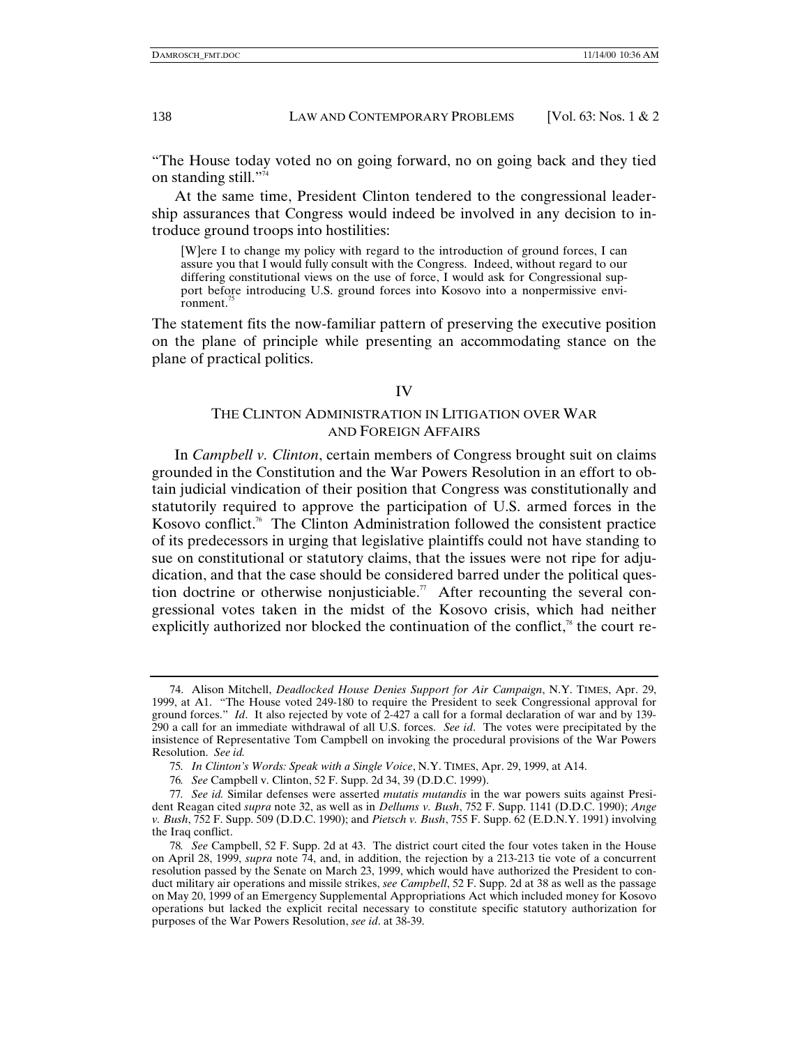"The House today voted no on going forward, no on going back and they tied on standing still."[74]

At the same time, President Clinton tendered to the congressional leadership assurances that Congress would indeed be involved in any decision to introduce ground troops into hostilities:

> [W]ere I to change my policy with regard to the introduction of ground forces, I can assure you that I would fully consult with the Congress. Indeed, without regard to our differing constitutional views on the use of force, I would ask for Congressional support before introducing U.S. ground forces into Kosovo into a nonpermissive environment.[75]

The statement fits the now-familiar pattern of preserving the executive position on the plane of principle while presenting an accommodating stance on the plane of practical politics.

## IV

## THE CLINTON ADMINISTRATION IN LITIGATION OVER WAR AND FOREIGN AFFAIRS

In *Campbell v. Clinton*, certain members of Congress brought suit on claims grounded in the Constitution and the War Powers Resolution in an effort to obtain judicial vindication of their position that Congress was constitutionally and statutorily required to approve the participation of U.S. armed forces in the Kosovo conflict.[76] The Clinton Administration followed the consistent practice of its predecessors in urging that legislative plaintiffs could not have standing to sue on constitutional or statutory claims, that the issues were not ripe for adjudication, and that the case should be considered barred under the political question doctrine or otherwise nonjusticiable.[77] After recounting the several congressional votes taken in the midst of the Kosovo crisis, which had neither explicitly authorized nor blocked the continuation of the conflict,[78] the court re-

---

74. Alison Mitchell, *Deadlocked House Denies Support for Air Campaign*, N.Y. TIMES, Apr. 29, 1999, at A1. "The House voted 249-180 to require the President to seek Congressional approval for ground forces." *Id*. It also rejected by vote of 2-427 a call for a formal declaration of war and by 139-290 a call for an immediate withdrawal of all U.S. forces. *See id*. The votes were precipitated by the insistence of Representative Tom Campbell on invoking the procedural provisions of the War Powers Resolution. *See id.*

75. *In Clinton's Words: Speak with a Single Voice*, N.Y. TIMES, Apr. 29, 1999, at A14.

76. *See* Campbell v. Clinton, 52 F. Supp. 2d 34, 39 (D.D.C. 1999).

77. *See id.* Similar defenses were asserted *mutatis mutandis* in the war powers suits against President Reagan cited *supra* note 32, as well as in *Dellums v. Bush*, 752 F. Supp. 1141 (D.D.C. 1990); *Ange v. Bush*, 752 F. Supp. 509 (D.D.C. 1990); and *Pietsch v. Bush*, 755 F. Supp. 62 (E.D.N.Y. 1991) involving the Iraq conflict.

78. *See* Campbell, 52 F. Supp. 2d at 43. The district court cited the four votes taken in the House on April 28, 1999, *supra* note 74, and, in addition, the rejection by a 213-213 tie vote of a concurrent resolution passed by the Senate on March 23, 1999, which would have authorized the President to conduct military air operations and missile strikes, *see Campbell*, 52 F. Supp. 2d at 38 as well as the passage on May 20, 1999 of an Emergency Supplemental Appropriations Act which included money for Kosovo operations but lacked the explicit recital necessary to constitute specific statutory authorization for purposes of the War Powers Resolution, *see id*. at 38-39.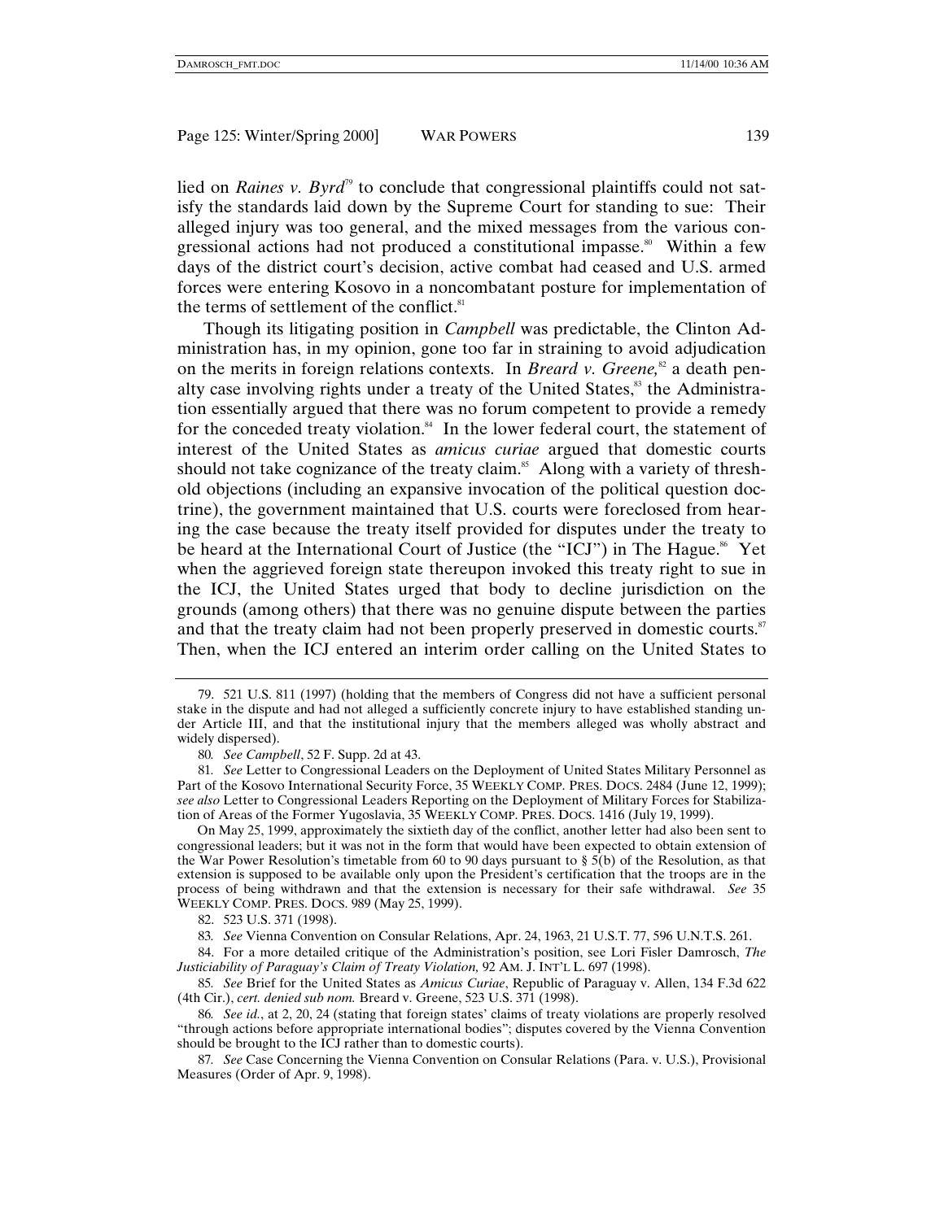lied on *Raines v. Byrd*[79] to conclude that congressional plaintiffs could not satisfy the standards laid down by the Supreme Court for standing to sue: Their alleged injury was too general, and the mixed messages from the various congressional actions had not produced a constitutional impasse.[80] Within a few days of the district court's decision, active combat had ceased and U.S. armed forces were entering Kosovo in a noncombatant posture for implementation of the terms of settlement of the conflict.[81]

Though its litigating position in *Campbell* was predictable, the Clinton Administration has, in my opinion, gone too far in straining to avoid adjudication on the merits in foreign relations contexts. In *Breard v. Greene,*[82] a death penalty case involving rights under a treaty of the United States,[83] the Administration essentially argued that there was no forum competent to provide a remedy for the conceded treaty violation.[84] In the lower federal court, the statement of interest of the United States as *amicus curiae* argued that domestic courts should not take cognizance of the treaty claim.[85] Along with a variety of threshold objections (including an expansive invocation of the political question doctrine), the government maintained that U.S. courts were foreclosed from hearing the case because the treaty itself provided for disputes under the treaty to be heard at the International Court of Justice (the "ICJ") in The Hague.[86] Yet when the aggrieved foreign state thereupon invoked this treaty right to sue in the ICJ, the United States urged that body to decline jurisdiction on the grounds (among others) that there was no genuine dispute between the parties and that the treaty claim had not been properly preserved in domestic courts.[87] Then, when the ICJ entered an interim order calling on the United States to

---

79. 521 U.S. 811 (1997) (holding that the members of Congress did not have a sufficient personal stake in the dispute and had not alleged a sufficiently concrete injury to have established standing under Article III, and that the institutional injury that the members alleged was wholly abstract and widely dispersed).

80. *See Campbell*, 52 F. Supp. 2d at 43.

81. *See* Letter to Congressional Leaders on the Deployment of United States Military Personnel as Part of the Kosovo International Security Force, 35 WEEKLY COMP. PRES. DOCS. 2484 (June 12, 1999); *see also* Letter to Congressional Leaders Reporting on the Deployment of Military Forces for Stabilization of Areas of the Former Yugoslavia, 35 WEEKLY COMP. PRES. DOCS. 1416 (July 19, 1999).

On May 25, 1999, approximately the sixtieth day of the conflict, another letter had also been sent to congressional leaders; but it was not in the form that would have been expected to obtain extension of the War Power Resolution's timetable from 60 to 90 days pursuant to § 5(b) of the Resolution, as that extension is supposed to be available only upon the President's certification that the troops are in the process of being withdrawn and that the extension is necessary for their safe withdrawal. *See* 35 WEEKLY COMP. PRES. DOCS. 989 (May 25, 1999).

82. 523 U.S. 371 (1998).

83. *See* Vienna Convention on Consular Relations, Apr. 24, 1963, 21 U.S.T. 77, 596 U.N.T.S. 261.

84. For a more detailed critique of the Administration's position, see Lori Fisler Damrosch, *The Justiciability of Paraguay's Claim of Treaty Violation,* 92 AM. J. INT'L L. 697 (1998).

85. *See* Brief for the United States as *Amicus Curiae*, Republic of Paraguay v. Allen, 134 F.3d 622 (4th Cir.), *cert. denied sub nom.* Breard v. Greene, 523 U.S. 371 (1998).

86. *See id.*, at 2, 20, 24 (stating that foreign states' claims of treaty violations are properly resolved "through actions before appropriate international bodies"; disputes covered by the Vienna Convention should be brought to the ICJ rather than to domestic courts).

87. *See* Case Concerning the Vienna Convention on Consular Relations (Para. v. U.S.), Provisional Measures (Order of Apr. 9, 1998).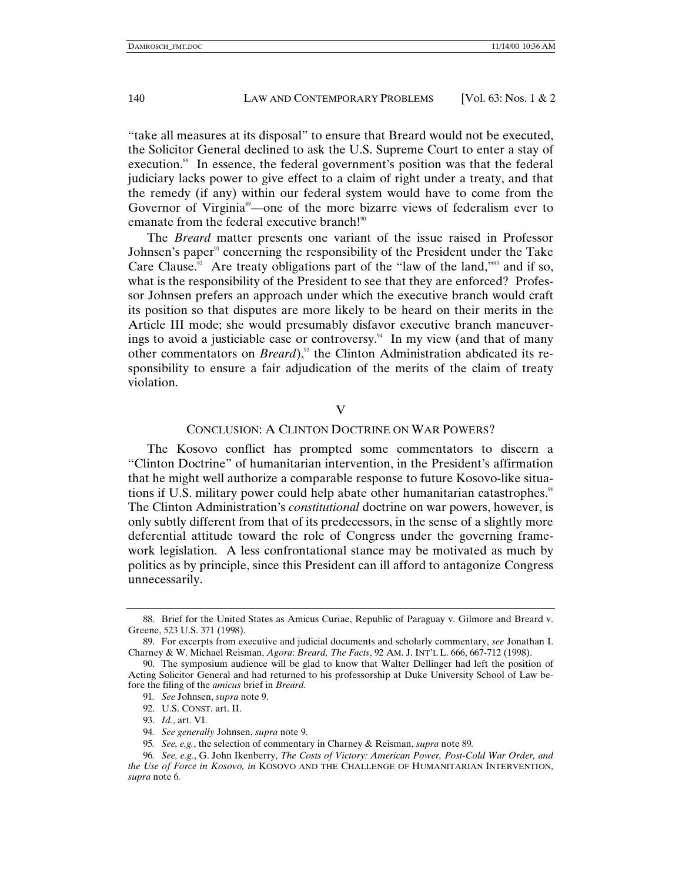"take all measures at its disposal" to ensure that Breard would not be executed, the Solicitor General declined to ask the U.S. Supreme Court to enter a stay of execution.[88] In essence, the federal government's position was that the federal judiciary lacks power to give effect to a claim of right under a treaty, and that the remedy (if any) within our federal system would have to come from the Governor of Virginia[89]—one of the more bizarre views of federalism ever to emanate from the federal executive branch![90]

The *Breard* matter presents one variant of the issue raised in Professor Johnsen's paper[91] concerning the responsibility of the President under the Take Care Clause.[92] Are treaty obligations part of the "law of the land,"[93] and if so, what is the responsibility of the President to see that they are enforced? Professor Johnsen prefers an approach under which the executive branch would craft its position so that disputes are more likely to be heard on their merits in the Article III mode; she would presumably disfavor executive branch maneuverings to avoid a justiciable case or controversy.[94] In my view (and that of many other commentators on *Breard*),[95] the Clinton Administration abdicated its responsibility to ensure a fair adjudication of the merits of the claim of treaty violation.

## V

## CONCLUSION: A CLINTON DOCTRINE ON WAR POWERS?

The Kosovo conflict has prompted some commentators to discern a "Clinton Doctrine" of humanitarian intervention, in the President's affirmation that he might well authorize a comparable response to future Kosovo-like situations if U.S. military power could help abate other humanitarian catastrophes.[96] The Clinton Administration's *constitutional* doctrine on war powers, however, is only subtly different from that of its predecessors, in the sense of a slightly more deferential attitude toward the role of Congress under the governing framework legislation. A less confrontational stance may be motivated as much by politics as by principle, since this President can ill afford to antagonize Congress unnecessarily.

---

88. Brief for the United States as Amicus Curiae, Republic of Paraguay v. Gilmore and Breard v. Greene, 523 U.S. 371 (1998).

89. For excerpts from executive and judicial documents and scholarly commentary, *see* Jonathan I. Charney & W. Michael Reisman, *Agora*: *Breard, The Facts*, 92 AM. J. INT'L L. 666, 667-712 (1998).

90. The symposium audience will be glad to know that Walter Dellinger had left the position of Acting Solicitor General and had returned to his professorship at Duke University School of Law before the filing of the *amicus* brief in *Breard*.

91. *See* Johnsen, *supra* note 9.

92. U.S. CONST. art. II.

93. *Id.*, art. VI.

94. *See generally* Johnsen, *supra* note 9.

95. *See, e.g.*, the selection of commentary in Charney & Reisman, *supra* note 89.

96. *See, e.g.*, G. John Ikenberry, *The Costs of Victory: American Power, Post-Cold War Order, and the Use of Force in Kosovo, in* KOSOVO AND THE CHALLENGE OF HUMANITARIAN INTERVENTION, *supra* note 6.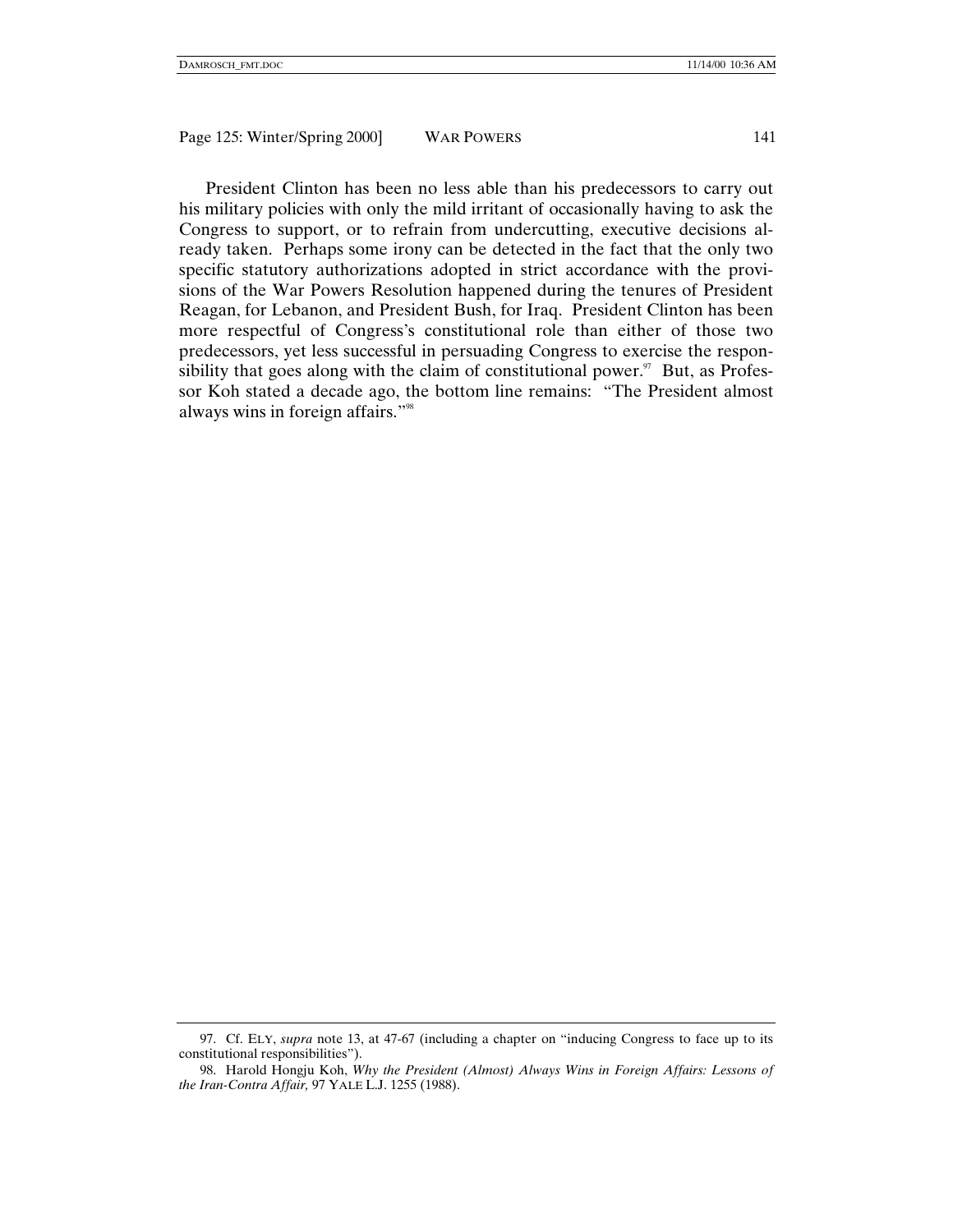President Clinton has been no less able than his predecessors to carry out his military policies with only the mild irritant of occasionally having to ask the Congress to support, or to refrain from undercutting, executive decisions already taken. Perhaps some irony can be detected in the fact that the only two specific statutory authorizations adopted in strict accordance with the provisions of the War Powers Resolution happened during the tenures of President Reagan, for Lebanon, and President Bush, for Iraq. President Clinton has been more respectful of Congress's constitutional role than either of those two predecessors, yet less successful in persuading Congress to exercise the responsibility that goes along with the claim of constitutional power.[97] But, as Professor Koh stated a decade ago, the bottom line remains: "The President almost always wins in foreign affairs."[98]

---

97. Cf. ELY, *supra* note 13, at 47-67 (including a chapter on "inducing Congress to face up to its constitutional responsibilities").

98. Harold Hongju Koh, *Why the President (Almost) Always Wins in Foreign Affairs: Lessons of the Iran-Contra Affair,* 97 YALE L.J. 1255 (1988).